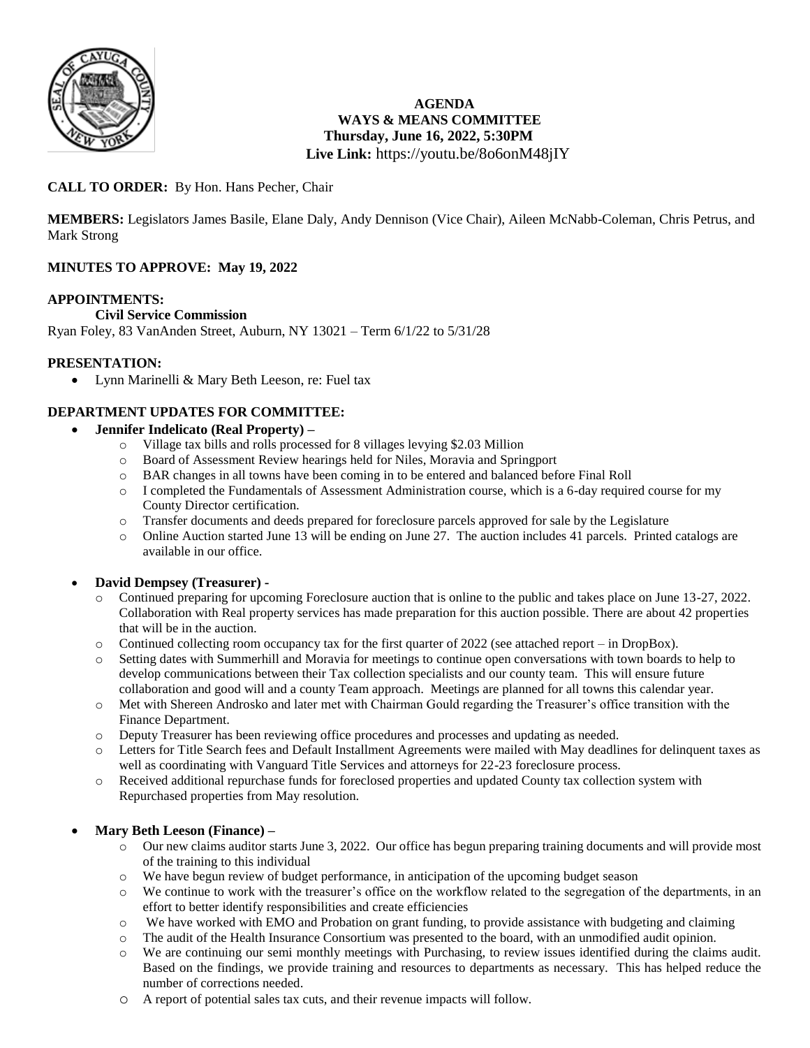# AGENDA
## WAYS & MEANS COMMITTEE
**Thursday, June 16, 2022, 5:30PM**
**Live Link:** https://youtu.be/8o6onM48jIY

**CALL TO ORDER:** By Hon. Hans Pecher, Chair

**MEMBERS:** Legislators James Basile, Elane Daly, Andy Dennison (Vice Chair), Aileen McNabb-Coleman, Chris Petrus, and Mark Strong

**MINUTES TO APPROVE: May 19, 2022**

**APPOINTMENTS:**

**Civil Service Commission**

Ryan Foley, 83 VanAnden Street, Auburn, NY 13021 – Term 6/1/22 to 5/31/28

**PRESENTATION:**

- Lynn Marinelli & Mary Beth Leeson, re: Fuel tax

**DEPARTMENT UPDATES FOR COMMITTEE:**

- **Jennifer Indelicato (Real Property) –**
  - Village tax bills and rolls processed for 8 villages levying $2.03 Million
  - Board of Assessment Review hearings held for Niles, Moravia and Springport
  - BAR changes in all towns have been coming in to be entered and balanced before Final Roll
  - I completed the Fundamentals of Assessment Administration course, which is a 6-day required course for my County Director certification.
  - Transfer documents and deeds prepared for foreclosure parcels approved for sale by the Legislature
  - Online Auction started June 13 will be ending on June 27. The auction includes 41 parcels. Printed catalogs are available in our office.

- **David Dempsey (Treasurer) -**
  - Continued preparing for upcoming Foreclosure auction that is online to the public and takes place on June 13-27, 2022. Collaboration with Real property services has made preparation for this auction possible. There are about 42 properties that will be in the auction.
  - Continued collecting room occupancy tax for the first quarter of 2022 (see attached report – in DropBox).
  - Setting dates with Summerhill and Moravia for meetings to continue open conversations with town boards to help to develop communications between their Tax collection specialists and our county team. This will ensure future collaboration and good will and a county Team approach. Meetings are planned for all towns this calendar year.
  - Met with Shereen Androsko and later met with Chairman Gould regarding the Treasurer's office transition with the Finance Department.
  - Deputy Treasurer has been reviewing office procedures and processes and updating as needed.
  - Letters for Title Search fees and Default Installment Agreements were mailed with May deadlines for delinquent taxes as well as coordinating with Vanguard Title Services and attorneys for 22-23 foreclosure process.
  - Received additional repurchase funds for foreclosed properties and updated County tax collection system with Repurchased properties from May resolution.

- **Mary Beth Leeson (Finance) –**
  - Our new claims auditor starts June 3, 2022. Our office has begun preparing training documents and will provide most of the training to this individual
  - We have begun review of budget performance, in anticipation of the upcoming budget season
  - We continue to work with the treasurer's office on the workflow related to the segregation of the departments, in an effort to better identify responsibilities and create efficiencies
  - We have worked with EMO and Probation on grant funding, to provide assistance with budgeting and claiming
  - The audit of the Health Insurance Consortium was presented to the board, with an unmodified audit opinion.
  - We are continuing our semi monthly meetings with Purchasing, to review issues identified during the claims audit. Based on the findings, we provide training and resources to departments as necessary. This has helped reduce the number of corrections needed.
  - A report of potential sales tax cuts, and their revenue impacts will follow.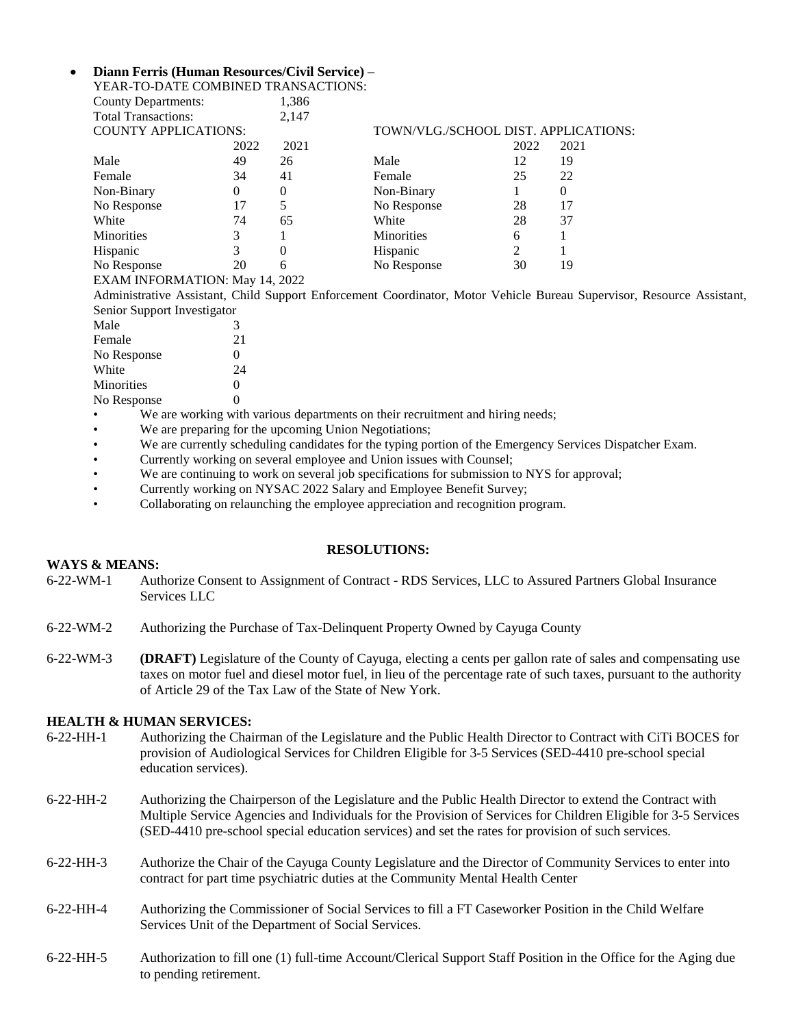- **Dianne Ferris (Human Resources/Civil Service) –**

YEAR-TO-DATE COMBINED TRANSACTIONS:

| | |
|---|---|
| County Departments: | 1,386 |
| Total Transactions: | 2,147 |

| COUNTY APPLICATIONS: | 2022 | 2021 | TOWN/VLG./SCHOOL DIST. APPLICATIONS: | 2022 | 2021 |
|---|---|---|---|---|---|
| Male | 49 | 26 | Male | 12 | 19 |
| Female | 34 | 41 | Female | 25 | 22 |
| Non-Binary | 0 | 0 | Non-Binary | 1 | 0 |
| No Response | 17 | 5 | No Response | 28 | 17 |
| White | 74 | 65 | White | 28 | 37 |
| Minorities | 3 | 1 | Minorities | 6 | 1 |
| Hispanic | 3 | 0 | Hispanic | 2 | 1 |
| No Response | 20 | 6 | No Response | 30 | 19 |

EXAM INFORMATION: May 14, 2022

Administrative Assistant, Child Support Enforcement Coordinator, Motor Vehicle Bureau Supervisor, Resource Assistant, Senior Support Investigator

| | |
|---|---|
| Male | 3 |
| Female | 21 |
| No Response | 0 |
| White | 24 |
| Minorities | 0 |
| No Response | 0 |

- We are working with various departments on their recruitment and hiring needs;
- We are preparing for the upcoming Union Negotiations;
- We are currently scheduling candidates for the typing portion of the Emergency Services Dispatcher Exam.
- Currently working on several employee and Union issues with Counsel;
- We are continuing to work on several job specifications for submission to NYS for approval;
- Currently working on NYSAC 2022 Salary and Employee Benefit Survey;
- Collaborating on relaunching the employee appreciation and recognition program.

## RESOLUTIONS:

**WAYS & MEANS:**

6-22-WM-1 Authorize Consent to Assignment of Contract - RDS Services, LLC to Assured Partners Global Insurance Services LLC

6-22-WM-2 Authorizing the Purchase of Tax-Delinquent Property Owned by Cayuga County

6-22-WM-3 **(DRAFT)** Legislature of the County of Cayuga, electing a cents per gallon rate of sales and compensating use taxes on motor fuel and diesel motor fuel, in lieu of the percentage rate of such taxes, pursuant to the authority of Article 29 of the Tax Law of the State of New York.

**HEALTH & HUMAN SERVICES:**

6-22-HH-1 Authorizing the Chairman of the Legislature and the Public Health Director to Contract with CiTi BOCES for provision of Audiological Services for Children Eligible for 3-5 Services (SED-4410 pre-school special education services).

6-22-HH-2 Authorizing the Chairperson of the Legislature and the Public Health Director to extend the Contract with Multiple Service Agencies and Individuals for the Provision of Services for Children Eligible for 3-5 Services (SED-4410 pre-school special education services) and set the rates for provision of such services.

6-22-HH-3 Authorize the Chair of the Cayuga County Legislature and the Director of Community Services to enter into contract for part time psychiatric duties at the Community Mental Health Center

6-22-HH-4 Authorizing the Commissioner of Social Services to fill a FT Caseworker Position in the Child Welfare Services Unit of the Department of Social Services.

6-22-HH-5 Authorization to fill one (1) full-time Account/Clerical Support Staff Position in the Office for the Aging due to pending retirement.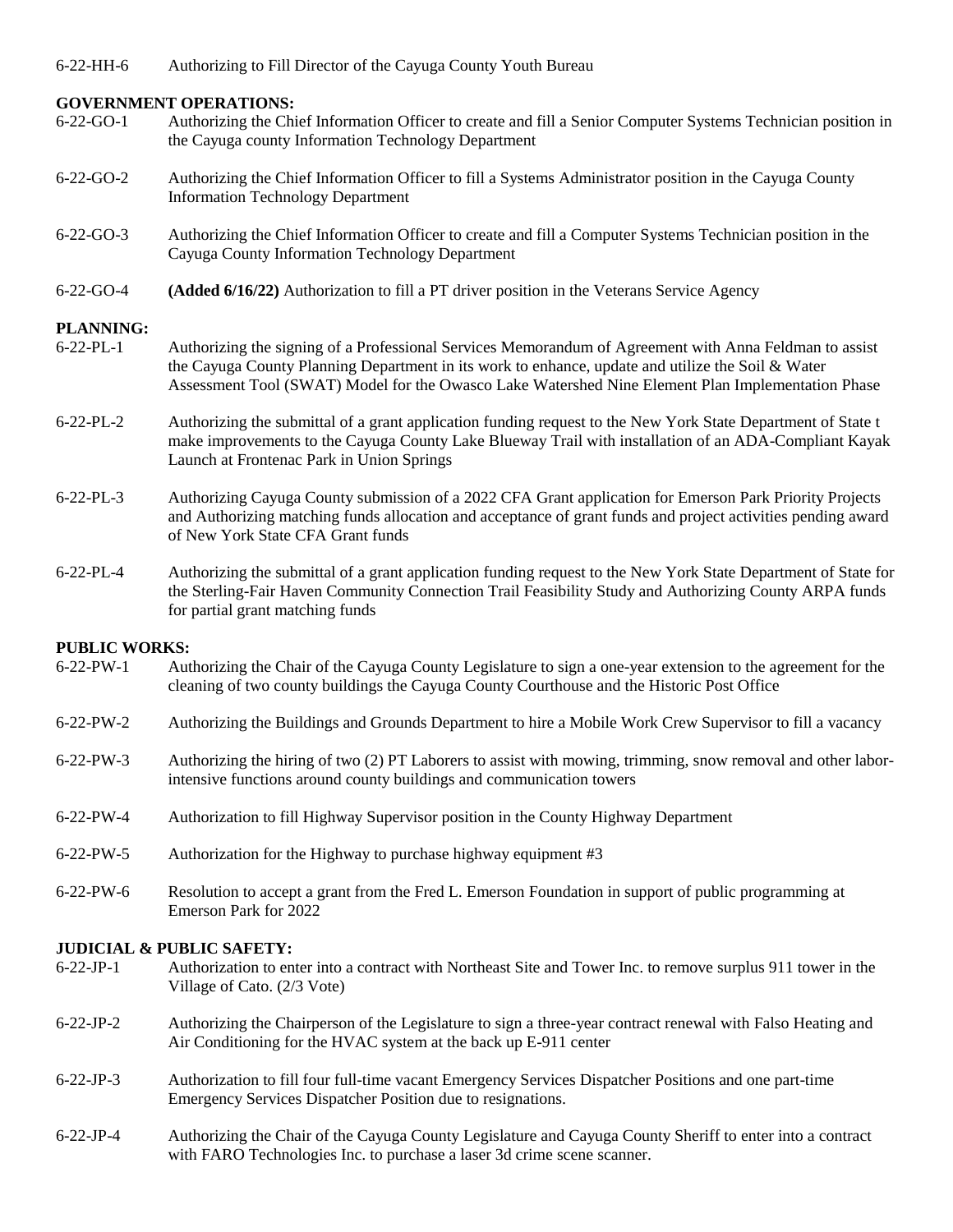6-22-HH-6 Authorizing to Fill Director of the Cayuga County Youth Bureau

**GOVERNMENT OPERATIONS:**

6-22-GO-1 Authorizing the Chief Information Officer to create and fill a Senior Computer Systems Technician position in the Cayuga county Information Technology Department

6-22-GO-2 Authorizing the Chief Information Officer to fill a Systems Administrator position in the Cayuga County Information Technology Department

6-22-GO-3 Authorizing the Chief Information Officer to create and fill a Computer Systems Technician position in the Cayuga County Information Technology Department

6-22-GO-4 **(Added 6/16/22)** Authorization to fill a PT driver position in the Veterans Service Agency

**PLANNING:**

6-22-PL-1 Authorizing the signing of a Professional Services Memorandum of Agreement with Anna Feldman to assist the Cayuga County Planning Department in its work to enhance, update and utilize the Soil & Water Assessment Tool (SWAT) Model for the Owasco Lake Watershed Nine Element Plan Implementation Phase

6-22-PL-2 Authorizing the submittal of a grant application funding request to the New York State Department of State t make improvements to the Cayuga County Lake Blueway Trail with installation of an ADA-Compliant Kayak Launch at Frontenac Park in Union Springs

6-22-PL-3 Authorizing Cayuga County submission of a 2022 CFA Grant application for Emerson Park Priority Projects and Authorizing matching funds allocation and acceptance of grant funds and project activities pending award of New York State CFA Grant funds

6-22-PL-4 Authorizing the submittal of a grant application funding request to the New York State Department of State for the Sterling-Fair Haven Community Connection Trail Feasibility Study and Authorizing County ARPA funds for partial grant matching funds

**PUBLIC WORKS:**

6-22-PW-1 Authorizing the Chair of the Cayuga County Legislature to sign a one-year extension to the agreement for the cleaning of two county buildings the Cayuga County Courthouse and the Historic Post Office

6-22-PW-2 Authorizing the Buildings and Grounds Department to hire a Mobile Work Crew Supervisor to fill a vacancy

6-22-PW-3 Authorizing the hiring of two (2) PT Laborers to assist with mowing, trimming, snow removal and other labor-intensive functions around county buildings and communication towers

6-22-PW-4 Authorization to fill Highway Supervisor position in the County Highway Department

6-22-PW-5 Authorization for the Highway to purchase highway equipment #3

6-22-PW-6 Resolution to accept a grant from the Fred L. Emerson Foundation in support of public programming at Emerson Park for 2022

**JUDICIAL & PUBLIC SAFETY:**

6-22-JP-1 Authorization to enter into a contract with Northeast Site and Tower Inc. to remove surplus 911 tower in the Village of Cato. (2/3 Vote)

6-22-JP-2 Authorizing the Chairperson of the Legislature to sign a three-year contract renewal with Falso Heating and Air Conditioning for the HVAC system at the back up E-911 center

6-22-JP-3 Authorization to fill four full-time vacant Emergency Services Dispatcher Positions and one part-time Emergency Services Dispatcher Position due to resignations.

6-22-JP-4 Authorizing the Chair of the Cayuga County Legislature and Cayuga County Sheriff to enter into a contract with FARO Technologies Inc. to purchase a laser 3d crime scene scanner.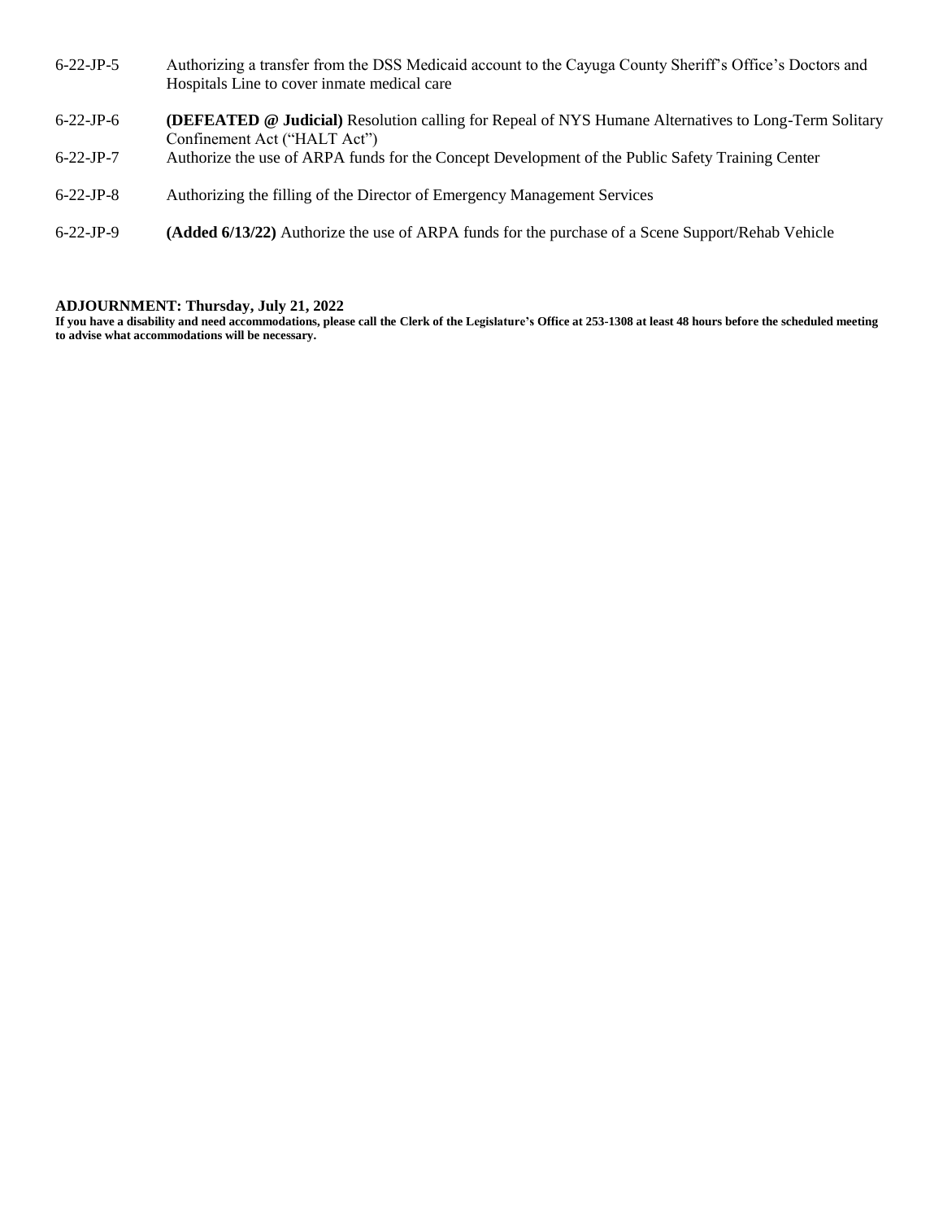6-22-JP-5 Authorizing a transfer from the DSS Medicaid account to the Cayuga County Sheriff's Office's Doctors and Hospitals Line to cover inmate medical care

6-22-JP-6 **(DEFEATED @ Judicial)** Resolution calling for Repeal of NYS Humane Alternatives to Long-Term Solitary Confinement Act ("HALT Act")

6-22-JP-7 Authorize the use of ARPA funds for the Concept Development of the Public Safety Training Center

6-22-JP-8 Authorizing the filling of the Director of Emergency Management Services

6-22-JP-9 **(Added 6/13/22)** Authorize the use of ARPA funds for the purchase of a Scene Support/Rehab Vehicle

**ADJOURNMENT: Thursday, July 21, 2022**

**If you have a disability and need accommodations, please call the Clerk of the Legislature's Office at 253-1308 at least 48 hours before the scheduled meeting to advise what accommodations will be necessary.**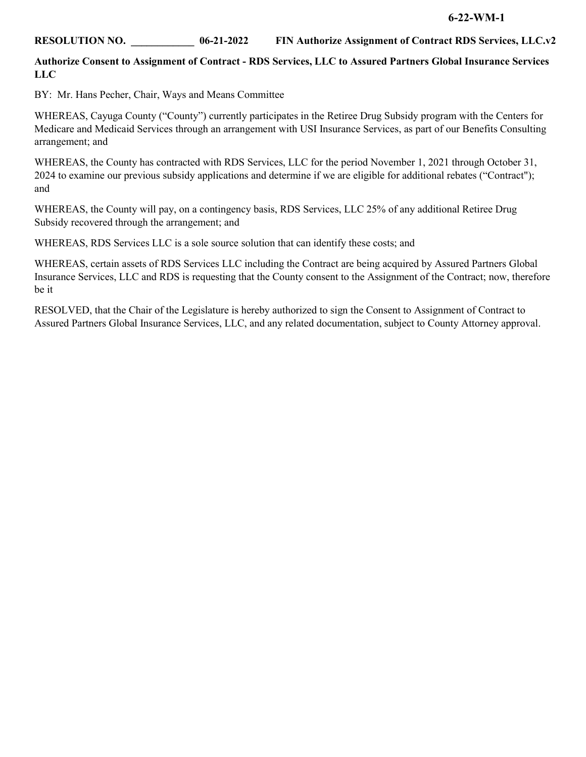**6-22-WM-1**

**RESOLUTION NO. ____________ 06-21-2022 FIN Authorize Assignment of Contract RDS Services, LLC.v2**

**Authorize Consent to Assignment of Contract - RDS Services, LLC to Assured Partners Global Insurance Services LLC**

BY: Mr. Hans Pecher, Chair, Ways and Means Committee

WHEREAS, Cayuga County ("County") currently participates in the Retiree Drug Subsidy program with the Centers for Medicare and Medicaid Services through an arrangement with USI Insurance Services, as part of our Benefits Consulting arrangement; and

WHEREAS, the County has contracted with RDS Services, LLC for the period November 1, 2021 through October 31, 2024 to examine our previous subsidy applications and determine if we are eligible for additional rebates ("Contract"); and

WHEREAS, the County will pay, on a contingency basis, RDS Services, LLC 25% of any additional Retiree Drug Subsidy recovered through the arrangement; and

WHEREAS, RDS Services LLC is a sole source solution that can identify these costs; and

WHEREAS, certain assets of RDS Services LLC including the Contract are being acquired by Assured Partners Global Insurance Services, LLC and RDS is requesting that the County consent to the Assignment of the Contract; now, therefore be it

RESOLVED, that the Chair of the Legislature is hereby authorized to sign the Consent to Assignment of Contract to Assured Partners Global Insurance Services, LLC, and any related documentation, subject to County Attorney approval.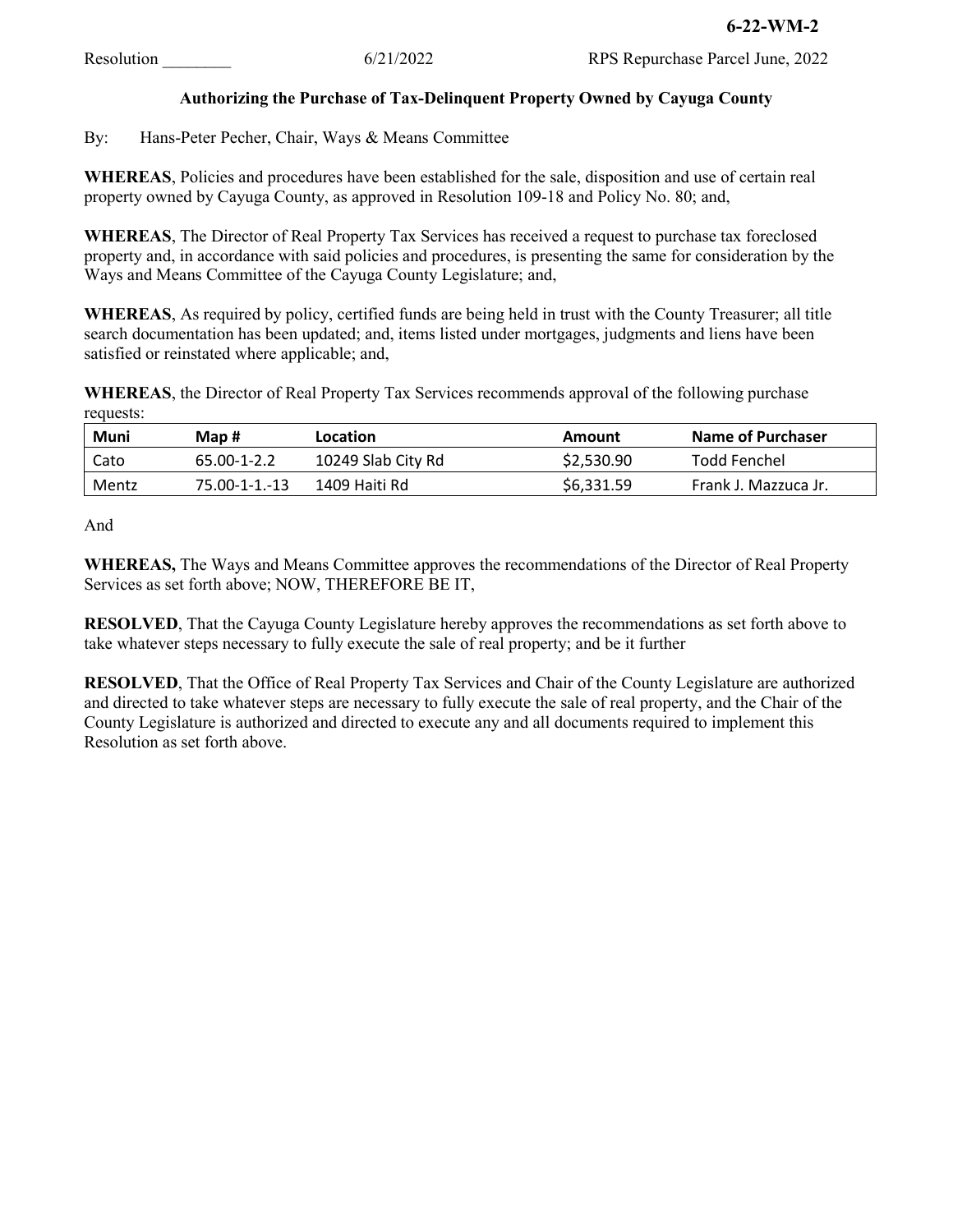**6-22-WM-2**

Resolution ________ 6/21/2022 RPS Repurchase Parcel June, 2022

### Authorizing the Purchase of Tax-Delinquent Property Owned by Cayuga County

By: Hans-Peter Pecher, Chair, Ways & Means Committee

**WHEREAS**, Policies and procedures have been established for the sale, disposition and use of certain real property owned by Cayuga County, as approved in Resolution 109-18 and Policy No. 80; and,

**WHEREAS**, The Director of Real Property Tax Services has received a request to purchase tax foreclosed property and, in accordance with said policies and procedures, is presenting the same for consideration by the Ways and Means Committee of the Cayuga County Legislature; and,

**WHEREAS**, As required by policy, certified funds are being held in trust with the County Treasurer; all title search documentation has been updated; and, items listed under mortgages, judgments and liens have been satisfied or reinstated where applicable; and,

**WHEREAS**, the Director of Real Property Tax Services recommends approval of the following purchase requests:

| Muni | Map # | Location | Amount | Name of Purchaser |
|---|---|---|---|---|
| Cato | 65.00-1-2.2 | 10249 Slab City Rd | $2,530.90 | Todd Fenchel |
| Mentz | 75.00-1-1.-13 | 1409 Haiti Rd | $6,331.59 | Frank J. Mazzuca Jr. |

And

**WHEREAS,** The Ways and Means Committee approves the recommendations of the Director of Real Property Services as set forth above; NOW, THEREFORE BE IT,

**RESOLVED**, That the Cayuga County Legislature hereby approves the recommendations as set forth above to take whatever steps necessary to fully execute the sale of real property; and be it further

**RESOLVED**, That the Office of Real Property Tax Services and Chair of the County Legislature are authorized and directed to take whatever steps are necessary to fully execute the sale of real property, and the Chair of the County Legislature is authorized and directed to execute any and all documents required to implement this Resolution as set forth above.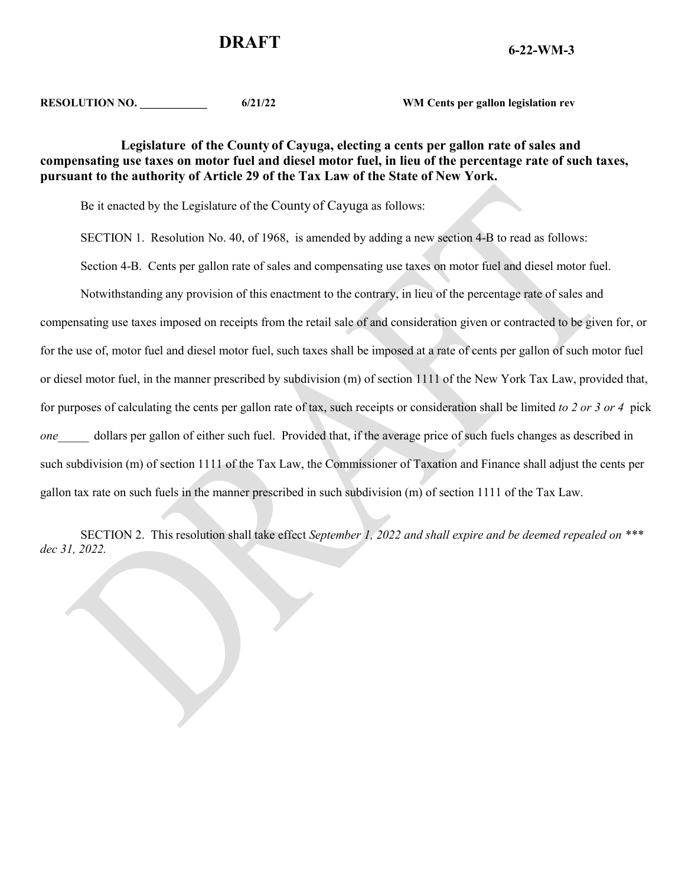# DRAFT

**6-22-WM-3**

**RESOLUTION NO. \_\_\_\_\_\_\_\_\_\_\_\_ 6/21/22 WM Cents per gallon legislation rev**

**Legislature of the County of Cayuga, electing a cents per gallon rate of sales and compensating use taxes on motor fuel and diesel motor fuel, in lieu of the percentage rate of such taxes, pursuant to the authority of Article 29 of the Tax Law of the State of New York.**

Be it enacted by the Legislature of the County of Cayuga as follows:

SECTION 1. Resolution No. 40, of 1968, is amended by adding a new section 4-B to read as follows:

Section 4-B. Cents per gallon rate of sales and compensating use taxes on motor fuel and diesel motor fuel.

Notwithstanding any provision of this enactment to the contrary, in lieu of the percentage rate of sales and compensating use taxes imposed on receipts from the retail sale of and consideration given or contracted to be given for, or for the use of, motor fuel and diesel motor fuel, such taxes shall be imposed at a rate of cents per gallon of such motor fuel or diesel motor fuel, in the manner prescribed by subdivision (m) of section 1111 of the New York Tax Law, provided that, for purposes of calculating the cents per gallon rate of tax, such receipts or consideration shall be limited *to 2 or 3 or 4* pick *one*\_\_\_\_\_ dollars per gallon of either such fuel. Provided that, if the average price of such fuels changes as described in such subdivision (m) of section 1111 of the Tax Law, the Commissioner of Taxation and Finance shall adjust the cents per gallon tax rate on such fuels in the manner prescribed in such subdivision (m) of section 1111 of the Tax Law.

SECTION 2. This resolution shall take effect *September 1, 2022 and shall expire and be deemed repealed on \*\*\* dec 31, 2022.*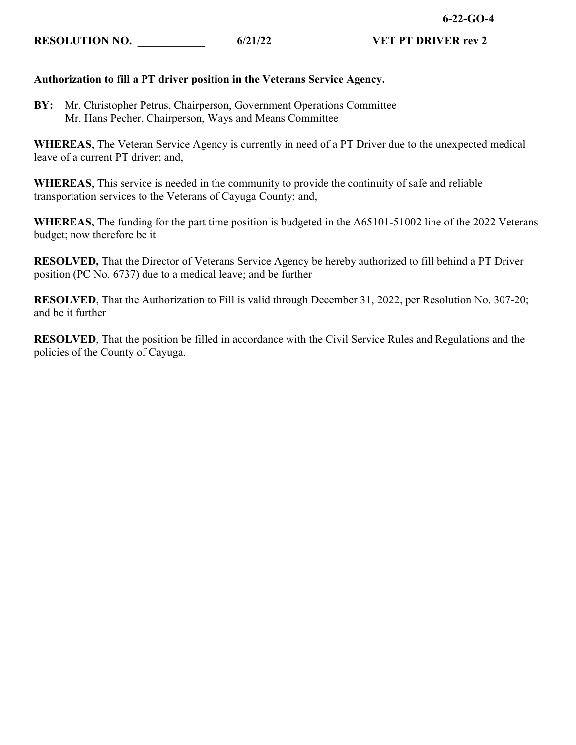**6-22-GO-4**

**RESOLUTION NO. \_\_\_\_\_\_\_\_\_\_\_\_ 6/21/22 VET PT DRIVER rev 2**

**Authorization to fill a PT driver position in the Veterans Service Agency.**

**BY:** Mr. Christopher Petrus, Chairperson, Government Operations Committee
Mr. Hans Pecher, Chairperson, Ways and Means Committee

**WHEREAS**, The Veteran Service Agency is currently in need of a PT Driver due to the unexpected medical leave of a current PT driver; and,

**WHEREAS**, This service is needed in the community to provide the continuity of safe and reliable transportation services to the Veterans of Cayuga County; and,

**WHEREAS**, The funding for the part time position is budgeted in the A65101-51002 line of the 2022 Veterans budget; now therefore be it

**RESOLVED,** That the Director of Veterans Service Agency be hereby authorized to fill behind a PT Driver position (PC No. 6737) due to a medical leave; and be further

**RESOLVED**, That the Authorization to Fill is valid through December 31, 2022, per Resolution No. 307-20; and be it further

**RESOLVED**, That the position be filled in accordance with the Civil Service Rules and Regulations and the policies of the County of Cayuga.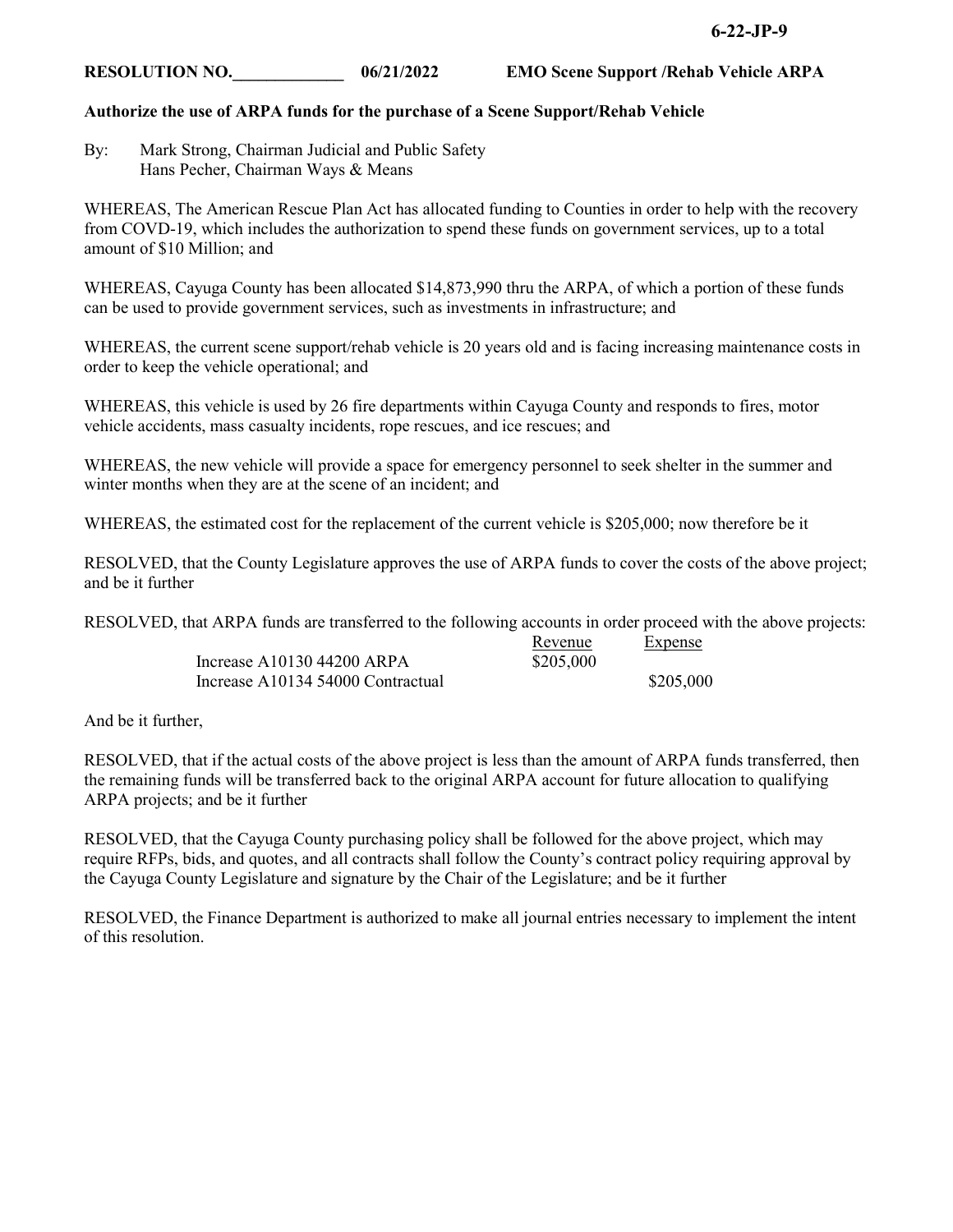**6-22-JP-9**

**RESOLUTION NO.\_\_\_\_\_\_\_\_\_\_\_\_\_ 06/21/2022 EMO Scene Support /Rehab Vehicle ARPA**

**Authorize the use of ARPA funds for the purchase of a Scene Support/Rehab Vehicle**

By: Mark Strong, Chairman Judicial and Public Safety
Hans Pecher, Chairman Ways & Means

WHEREAS, The American Rescue Plan Act has allocated funding to Counties in order to help with the recovery from COVD-19, which includes the authorization to spend these funds on government services, up to a total amount of $10 Million; and

WHEREAS, Cayuga County has been allocated $14,873,990 thru the ARPA, of which a portion of these funds can be used to provide government services, such as investments in infrastructure; and

WHEREAS, the current scene support/rehab vehicle is 20 years old and is facing increasing maintenance costs in order to keep the vehicle operational; and

WHEREAS, this vehicle is used by 26 fire departments within Cayuga County and responds to fires, motor vehicle accidents, mass casualty incidents, rope rescues, and ice rescues; and

WHEREAS, the new vehicle will provide a space for emergency personnel to seek shelter in the summer and winter months when they are at the scene of an incident; and

WHEREAS, the estimated cost for the replacement of the current vehicle is $205,000; now therefore be it

RESOLVED, that the County Legislature approves the use of ARPA funds to cover the costs of the above project; and be it further

RESOLVED, that ARPA funds are transferred to the following accounts in order proceed with the above projects:

| | Revenue | Expense |
|---|---|---|
| Increase A10130 44200 ARPA | $205,000 | |
| Increase A10134 54000 Contractual | | $205,000 |

And be it further,

RESOLVED, that if the actual costs of the above project is less than the amount of ARPA funds transferred, then the remaining funds will be transferred back to the original ARPA account for future allocation to qualifying ARPA projects; and be it further

RESOLVED, that the Cayuga County purchasing policy shall be followed for the above project, which may require RFPs, bids, and quotes, and all contracts shall follow the County's contract policy requiring approval by the Cayuga County Legislature and signature by the Chair of the Legislature; and be it further

RESOLVED, the Finance Department is authorized to make all journal entries necessary to implement the intent of this resolution.